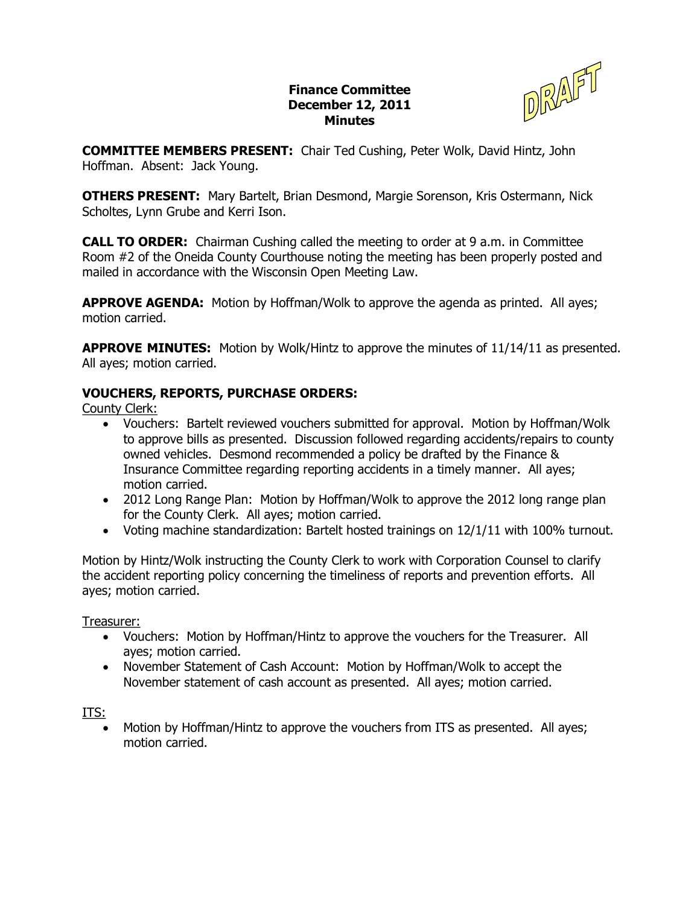**Finance Committee**
**December 12, 2011**
**Minutes**

DRAFT

**COMMITTEE MEMBERS PRESENT:** Chair Ted Cushing, Peter Wolk, David Hintz, John Hoffman. Absent: Jack Young.

**OTHERS PRESENT:** Mary Bartelt, Brian Desmond, Margie Sorenson, Kris Ostermann, Nick Scholtes, Lynn Grube and Kerri Ison.

**CALL TO ORDER:** Chairman Cushing called the meeting to order at 9 a.m. in Committee Room #2 of the Oneida County Courthouse noting the meeting has been properly posted and mailed in accordance with the Wisconsin Open Meeting Law.

**APPROVE AGENDA:** Motion by Hoffman/Wolk to approve the agenda as printed. All ayes; motion carried.

**APPROVE MINUTES:** Motion by Wolk/Hintz to approve the minutes of 11/14/11 as presented. All ayes; motion carried.

**VOUCHERS, REPORTS, PURCHASE ORDERS:**

County Clerk:

- Vouchers: Bartelt reviewed vouchers submitted for approval. Motion by Hoffman/Wolk to approve bills as presented. Discussion followed regarding accidents/repairs to county owned vehicles. Desmond recommended a policy be drafted by the Finance & Insurance Committee regarding reporting accidents in a timely manner. All ayes; motion carried.
- 2012 Long Range Plan: Motion by Hoffman/Wolk to approve the 2012 long range plan for the County Clerk. All ayes; motion carried.
- Voting machine standardization: Bartelt hosted trainings on 12/1/11 with 100% turnout.

Motion by Hintz/Wolk instructing the County Clerk to work with Corporation Counsel to clarify the accident reporting policy concerning the timeliness of reports and prevention efforts. All ayes; motion carried.

Treasurer:

- Vouchers: Motion by Hoffman/Hintz to approve the vouchers for the Treasurer. All ayes; motion carried.
- November Statement of Cash Account: Motion by Hoffman/Wolk to accept the November statement of cash account as presented. All ayes; motion carried.

ITS:

- Motion by Hoffman/Hintz to approve the vouchers from ITS as presented. All ayes; motion carried.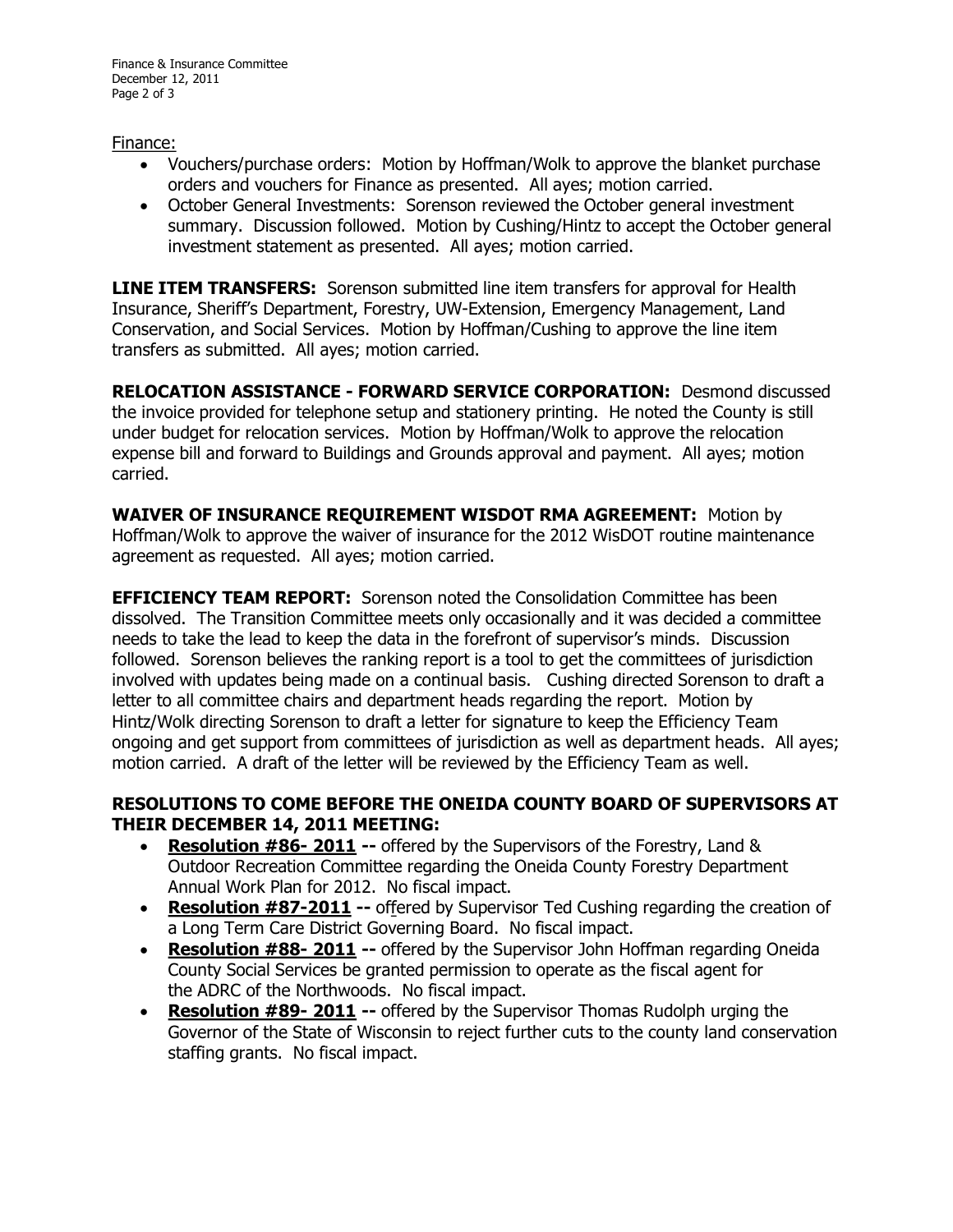Finance:

- Vouchers/purchase orders: Motion by Hoffman/Wolk to approve the blanket purchase orders and vouchers for Finance as presented. All ayes; motion carried.
- October General Investments: Sorenson reviewed the October general investment summary. Discussion followed. Motion by Cushing/Hintz to accept the October general investment statement as presented. All ayes; motion carried.

**LINE ITEM TRANSFERS:** Sorenson submitted line item transfers for approval for Health Insurance, Sheriff's Department, Forestry, UW-Extension, Emergency Management, Land Conservation, and Social Services. Motion by Hoffman/Cushing to approve the line item transfers as submitted. All ayes; motion carried.

**RELOCATION ASSISTANCE - FORWARD SERVICE CORPORATION:** Desmond discussed the invoice provided for telephone setup and stationery printing. He noted the County is still under budget for relocation services. Motion by Hoffman/Wolk to approve the relocation expense bill and forward to Buildings and Grounds approval and payment. All ayes; motion carried.

**WAIVER OF INSURANCE REQUIREMENT WISDOT RMA AGREEMENT:** Motion by Hoffman/Wolk to approve the waiver of insurance for the 2012 WisDOT routine maintenance agreement as requested. All ayes; motion carried.

**EFFICIENCY TEAM REPORT:** Sorenson noted the Consolidation Committee has been dissolved. The Transition Committee meets only occasionally and it was decided a committee needs to take the lead to keep the data in the forefront of supervisor's minds. Discussion followed. Sorenson believes the ranking report is a tool to get the committees of jurisdiction involved with updates being made on a continual basis. Cushing directed Sorenson to draft a letter to all committee chairs and department heads regarding the report. Motion by Hintz/Wolk directing Sorenson to draft a letter for signature to keep the Efficiency Team ongoing and get support from committees of jurisdiction as well as department heads. All ayes; motion carried. A draft of the letter will be reviewed by the Efficiency Team as well.

**RESOLUTIONS TO COME BEFORE THE ONEIDA COUNTY BOARD OF SUPERVISORS AT THEIR DECEMBER 14, 2011 MEETING:**

- **Resolution #86- 2011 --** offered by the Supervisors of the Forestry, Land & Outdoor Recreation Committee regarding the Oneida County Forestry Department Annual Work Plan for 2012. No fiscal impact.
- **Resolution #87-2011 --** offered by Supervisor Ted Cushing regarding the creation of a Long Term Care District Governing Board. No fiscal impact.
- **Resolution #88- 2011 --** offered by the Supervisor John Hoffman regarding Oneida County Social Services be granted permission to operate as the fiscal agent for the ADRC of the Northwoods. No fiscal impact.
- **Resolution #89- 2011 --** offered by the Supervisor Thomas Rudolph urging the Governor of the State of Wisconsin to reject further cuts to the county land conservation staffing grants. No fiscal impact.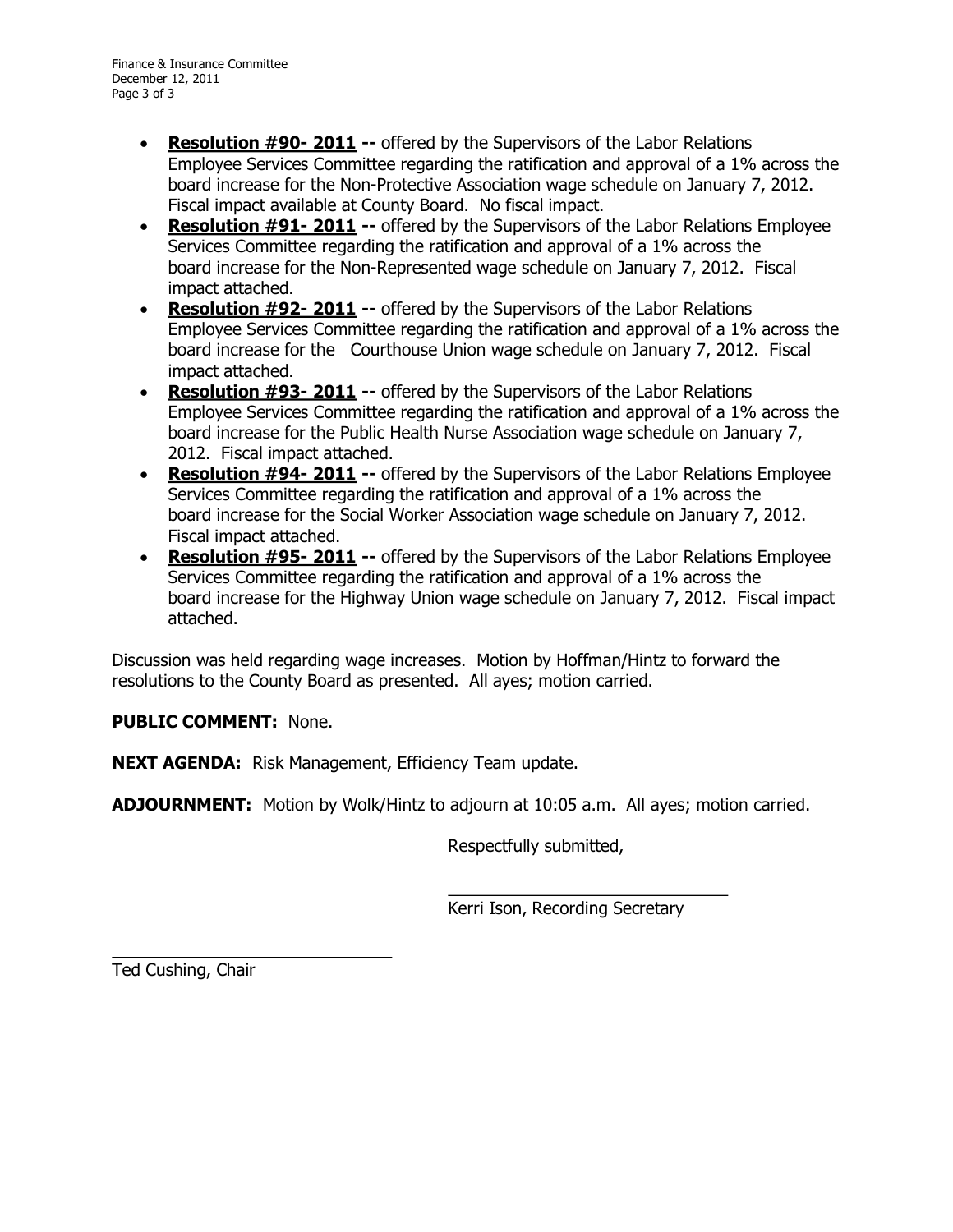- **Resolution #90- 2011 --** offered by the Supervisors of the Labor Relations Employee Services Committee regarding the ratification and approval of a 1% across the board increase for the Non-Protective Association wage schedule on January 7, 2012. Fiscal impact available at County Board. No fiscal impact.
- **Resolution #91- 2011 --** offered by the Supervisors of the Labor Relations Employee Services Committee regarding the ratification and approval of a 1% across the board increase for the Non-Represented wage schedule on January 7, 2012. Fiscal impact attached.
- **Resolution #92- 2011 --** offered by the Supervisors of the Labor Relations Employee Services Committee regarding the ratification and approval of a 1% across the board increase for the Courthouse Union wage schedule on January 7, 2012. Fiscal impact attached.
- **Resolution #93- 2011 --** offered by the Supervisors of the Labor Relations Employee Services Committee regarding the ratification and approval of a 1% across the board increase for the Public Health Nurse Association wage schedule on January 7, 2012. Fiscal impact attached.
- **Resolution #94- 2011 --** offered by the Supervisors of the Labor Relations Employee Services Committee regarding the ratification and approval of a 1% across the board increase for the Social Worker Association wage schedule on January 7, 2012. Fiscal impact attached.
- **Resolution #95- 2011 --** offered by the Supervisors of the Labor Relations Employee Services Committee regarding the ratification and approval of a 1% across the board increase for the Highway Union wage schedule on January 7, 2012. Fiscal impact attached.

Discussion was held regarding wage increases. Motion by Hoffman/Hintz to forward the resolutions to the County Board as presented. All ayes; motion carried.

**PUBLIC COMMENT:** None.

**NEXT AGENDA:** Risk Management, Efficiency Team update.

**ADJOURNMENT:** Motion by Wolk/Hintz to adjourn at 10:05 a.m. All ayes; motion carried.

Respectfully submitted,

\_\_\_\_\_\_\_\_\_\_\_\_\_\_\_\_\_\_\_\_\_\_\_\_\_\_\_\_\_\_

Kerri Ison, Recording Secretary

\_\_\_\_\_\_\_\_\_\_\_\_\_\_\_\_\_\_\_\_\_\_\_\_\_\_\_\_\_\_

Ted Cushing, Chair